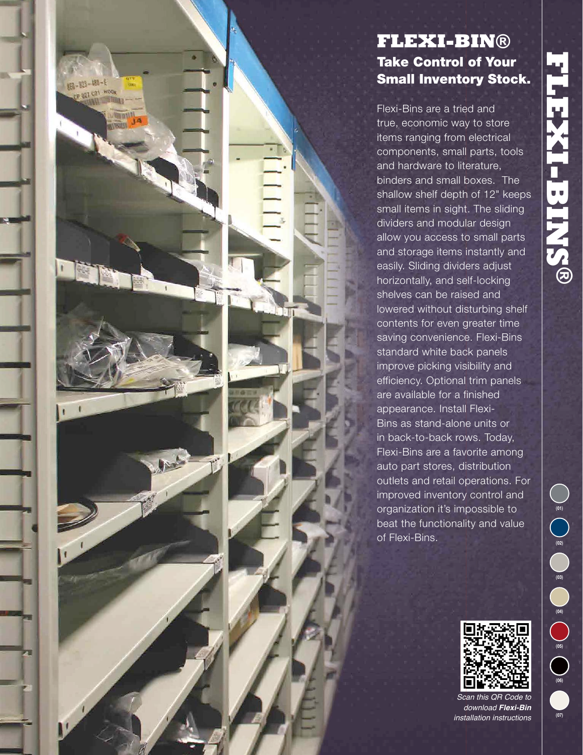# FLEXI-BIN®

## Take Control of Your Small Inventory Stock.

Flexi-Bins are a tried and true, economic way to store items ranging from electrical components, small parts, tools and hardware to literature, binders and small boxes. The shallow shelf depth of 12" keeps small items in sight. The sliding dividers and modular design allow you access to small parts and storage items instantly and easily. Sliding dividers adjust horizontally, and self-locking shelves can be raised and lowered without disturbing shelf contents for even greater time saving convenience. Flexi-Bins standard white back panels improve picking visibility and efficiency. Optional trim panels are available for a finished appearance. Install Flexi-Bins as stand-alone units or in back-to-back rows. Today, Flexi-Bins are a favorite among auto part stores, distribution outlets and retail operations. For improved inventory control and organization it's impossible to beat the functionality and value of Flexi-Bins.

*Scan this QR Code to download **Flexi-Bin** installation instructions*

FLEXI-BINS®

(01) (02) (03) (04) (05) (06) (07)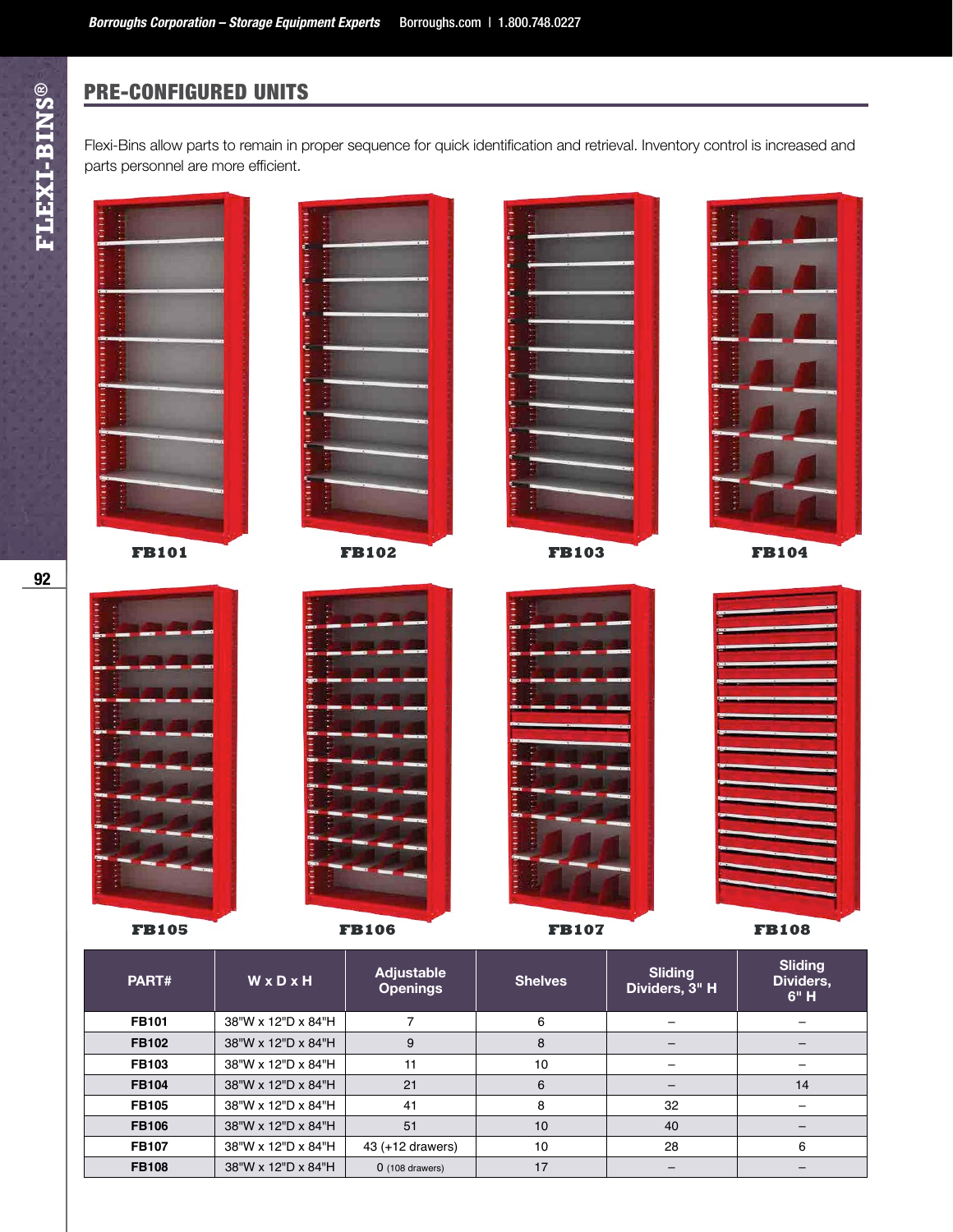## PRE-CONFIGURED UNITS

Flexi-Bins allow parts to remain in proper sequence for quick identification and retrieval. Inventory control is increased and parts personnel are more efficient.

**FB101** **FB102** **FB103** **FB104**

**FB105** **FB106** **FB107** **FB108**

| PART# | W x D x H | Adjustable Openings | Shelves | Sliding Dividers, 3" H | Sliding Dividers, 6" H |
|---|---|---|---|---|---|
| **FB101** | 38"W x 12"D x 84"H | 7 | 6 | – | – |
| **FB102** | 38"W x 12"D x 84"H | 9 | 8 | – | – |
| **FB103** | 38"W x 12"D x 84"H | 11 | 10 | – | – |
| **FB104** | 38"W x 12"D x 84"H | 21 | 6 | – | 14 |
| **FB105** | 38"W x 12"D x 84"H | 41 | 8 | 32 | – |
| **FB106** | 38"W x 12"D x 84"H | 51 | 10 | 40 | – |
| **FB107** | 38"W x 12"D x 84"H | 43 (+12 drawers) | 10 | 28 | 6 |
| **FB108** | 38"W x 12"D x 84"H | 0 (108 drawers) | 17 | – | – |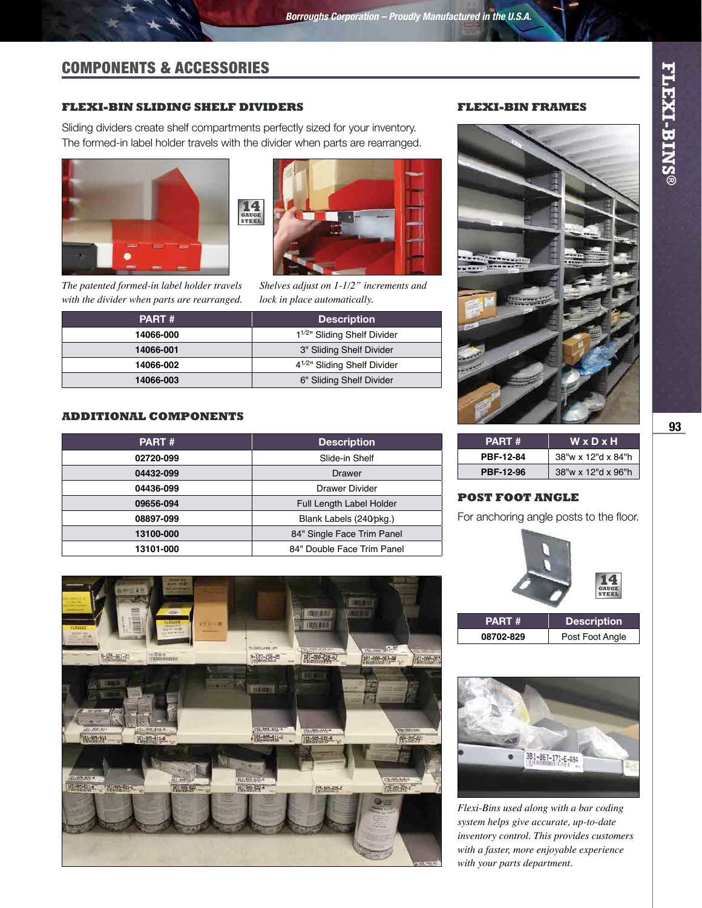## COMPONENTS & ACCESSORIES

### FLEXI-BIN SLIDING SHELF DIVIDERS

Sliding dividers create shelf compartments perfectly sized for your inventory. The formed-in label holder travels with the divider when parts are rearranged.

14 GAUGE STEEL

*The patented formed-in label holder travels with the divider when parts are rearranged.*

*Shelves adjust on 1-1/2" increments and lock in place automatically.*

| PART # | Description |
|---|---|
| 14066-000 | 1½" Sliding Shelf Divider |
| 14066-001 | 3" Sliding Shelf Divider |
| 14066-002 | 4½" Sliding Shelf Divider |
| 14066-003 | 6" Sliding Shelf Divider |

### ADDITIONAL COMPONENTS

| PART # | Description |
|---|---|
| 02720-099 | Slide-in Shelf |
| 04432-099 | Drawer |
| 04436-099 | Drawer Divider |
| 09656-094 | Full Length Label Holder |
| 08897-099 | Blank Labels (240/pkg.) |
| 13100-000 | 84" Single Face Trim Panel |
| 13101-000 | 84" Double Face Trim Panel |

### FLEXI-BIN FRAMES

| PART # | W x D x H |
|---|---|
| PBF-12-84 | 38"w x 12"d x 84"h |
| PBF-12-96 | 38"w x 12"d x 96"h |

### POST FOOT ANGLE

For anchoring angle posts to the floor.

14 GAUGE STEEL

| PART # | Description |
|---|---|
| 08702-829 | Post Foot Angle |

*Flexi-Bins used along with a bar coding system helps give accurate, up-to-date inventory control. This provides customers with a faster, more enjoyable experience with your parts department.*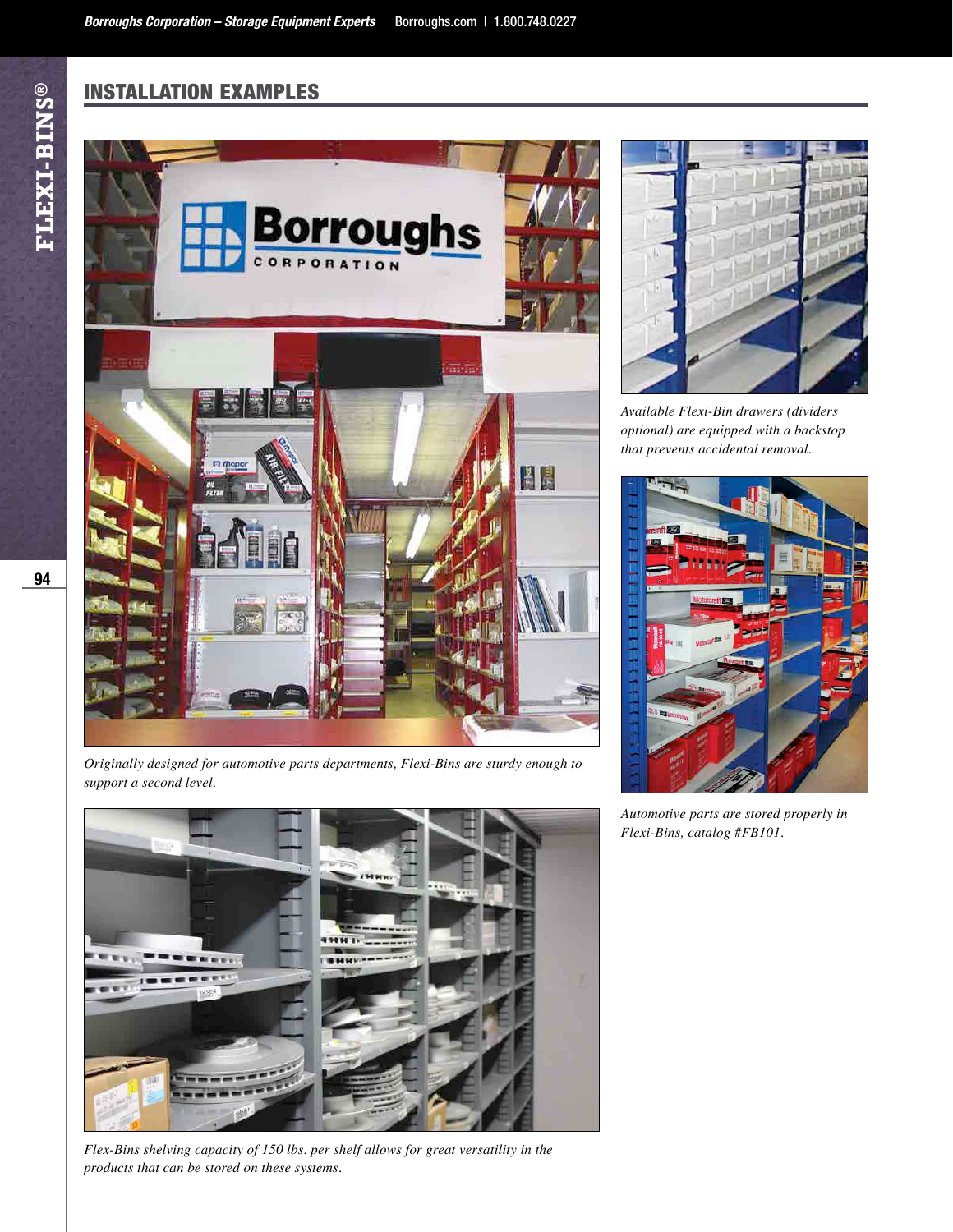## INSTALLATION EXAMPLES

*Originally designed for automotive parts departments, Flexi-Bins are sturdy enough to support a second level.*

*Flex-Bins shelving capacity of 150 lbs. per shelf allows for great versatility in the products that can be stored on these systems.*

*Available Flexi-Bin drawers (dividers optional) are equipped with a backstop that prevents accidental removal.*

*Automotive parts are stored properly in Flexi-Bins, catalog #FB101.*